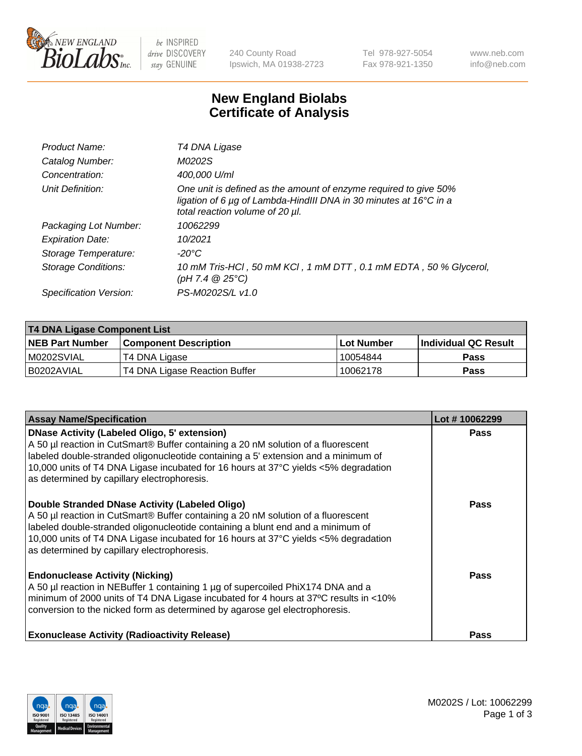# New England Biolabs Certificate of Analysis

| | |
|---|---|
| Product Name: | T4 DNA Ligase |
| Catalog Number: | M0202S |
| Concentration: | 400,000 U/ml |
| Unit Definition: | One unit is defined as the amount of enzyme required to give 50% ligation of 6 µg of Lambda-HindIII DNA in 30 minutes at 16°C in a total reaction volume of 20 µl. |
| Packaging Lot Number: | 10062299 |
| Expiration Date: | 10/2021 |
| Storage Temperature: | -20°C |
| Storage Conditions: | 10 mM Tris-HCl , 50 mM KCl , 1 mM DTT , 0.1 mM EDTA , 50 % Glycerol, (pH 7.4 @ 25°C) |
| Specification Version: | PS-M0202S/L v1.0 |

| T4 DNA Ligase Component List | | | |
|---|---|---|---|
| **NEB Part Number** | **Component Description** | **Lot Number** | **Individual QC Result** |
| M0202SVIAL | T4 DNA Ligase | 10054844 | Pass |
| B0202AVIAL | T4 DNA Ligase Reaction Buffer | 10062178 | Pass |

| Assay Name/Specification | Lot # 10062299 |
|---|---|
| **DNase Activity (Labeled Oligo, 5' extension)** A 50 µl reaction in CutSmart® Buffer containing a 20 nM solution of a fluorescent labeled double-stranded oligonucleotide containing a 5' extension and a minimum of 10,000 units of T4 DNA Ligase incubated for 16 hours at 37°C yields <5% degradation as determined by capillary electrophoresis. | Pass |
| **Double Stranded DNase Activity (Labeled Oligo)** A 50 µl reaction in CutSmart® Buffer containing a 20 nM solution of a fluorescent labeled double-stranded oligonucleotide containing a blunt end and a minimum of 10,000 units of T4 DNA Ligase incubated for 16 hours at 37°C yields <5% degradation as determined by capillary electrophoresis. | Pass |
| **Endonuclease Activity (Nicking)** A 50 µl reaction in NEBuffer 1 containing 1 µg of supercoiled PhiX174 DNA and a minimum of 2000 units of T4 DNA Ligase incubated for 4 hours at 37ºC results in <10% conversion to the nicked form as determined by agarose gel electrophoresis. | Pass |
| **Exonuclease Activity (Radioactivity Release)** | Pass |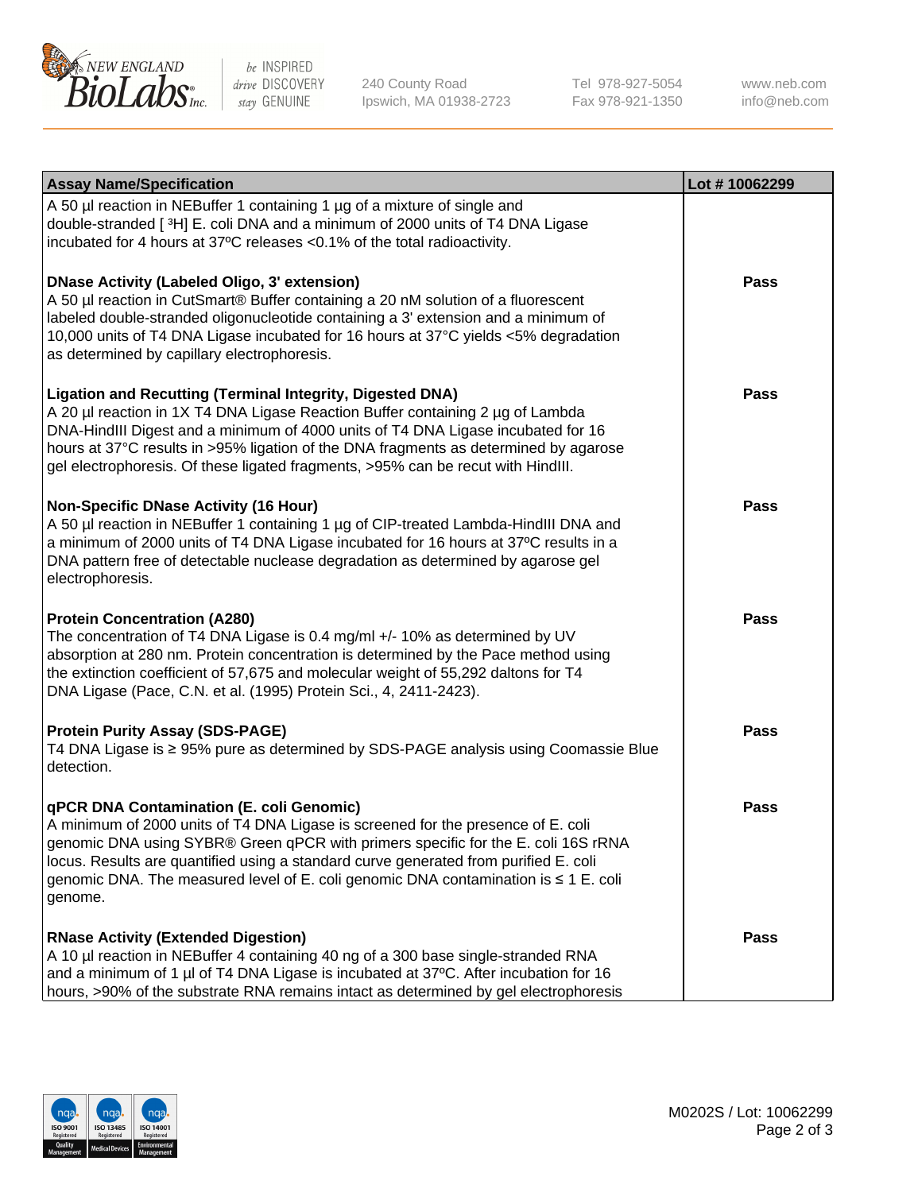| Assay Name/Specification | Lot # 10062299 |
| --- | --- |
| A 50 µl reaction in NEBuffer 1 containing 1 µg of a mixture of single and double-stranded [ $^3$H] E. coli DNA and a minimum of 2000 units of T4 DNA Ligase incubated for 4 hours at 37ºC releases <0.1% of the total radioactivity. | |
| **DNase Activity (Labeled Oligo, 3' extension)**<br>A 50 µl reaction in CutSmart® Buffer containing a 20 nM solution of a fluorescent labeled double-stranded oligonucleotide containing a 3' extension and a minimum of 10,000 units of T4 DNA Ligase incubated for 16 hours at 37°C yields <5% degradation as determined by capillary electrophoresis. | **Pass** |
| **Ligation and Recutting (Terminal Integrity, Digested DNA)**<br>A 20 µl reaction in 1X T4 DNA Ligase Reaction Buffer containing 2 µg of Lambda DNA-HindIII Digest and a minimum of 4000 units of T4 DNA Ligase incubated for 16 hours at 37°C results in >95% ligation of the DNA fragments as determined by agarose gel electrophoresis. Of these ligated fragments, >95% can be recut with HindIII. | **Pass** |
| **Non-Specific DNase Activity (16 Hour)**<br>A 50 µl reaction in NEBuffer 1 containing 1 µg of CIP-treated Lambda-HindIII DNA and a minimum of 2000 units of T4 DNA Ligase incubated for 16 hours at 37ºC results in a DNA pattern free of detectable nuclease degradation as determined by agarose gel electrophoresis. | **Pass** |
| **Protein Concentration (A280)**<br>The concentration of T4 DNA Ligase is 0.4 mg/ml +/- 10% as determined by UV absorption at 280 nm. Protein concentration is determined by the Pace method using the extinction coefficient of 57,675 and molecular weight of 55,292 daltons for T4 DNA Ligase (Pace, C.N. et al. (1995) Protein Sci., 4, 2411-2423). | **Pass** |
| **Protein Purity Assay (SDS-PAGE)**<br>T4 DNA Ligase is ≥ 95% pure as determined by SDS-PAGE analysis using Coomassie Blue detection. | **Pass** |
| **qPCR DNA Contamination (E. coli Genomic)**<br>A minimum of 2000 units of T4 DNA Ligase is screened for the presence of E. coli genomic DNA using SYBR® Green qPCR with primers specific for the E. coli 16S rRNA locus. Results are quantified using a standard curve generated from purified E. coli genomic DNA. The measured level of E. coli genomic DNA contamination is ≤ 1 E. coli genome. | **Pass** |
| **RNase Activity (Extended Digestion)**<br>A 10 µl reaction in NEBuffer 4 containing 40 ng of a 300 base single-stranded RNA and a minimum of 1 µl of T4 DNA Ligase is incubated at 37ºC. After incubation for 16 hours, >90% of the substrate RNA remains intact as determined by gel electrophoresis | **Pass** |

M0202S / Lot: 10062299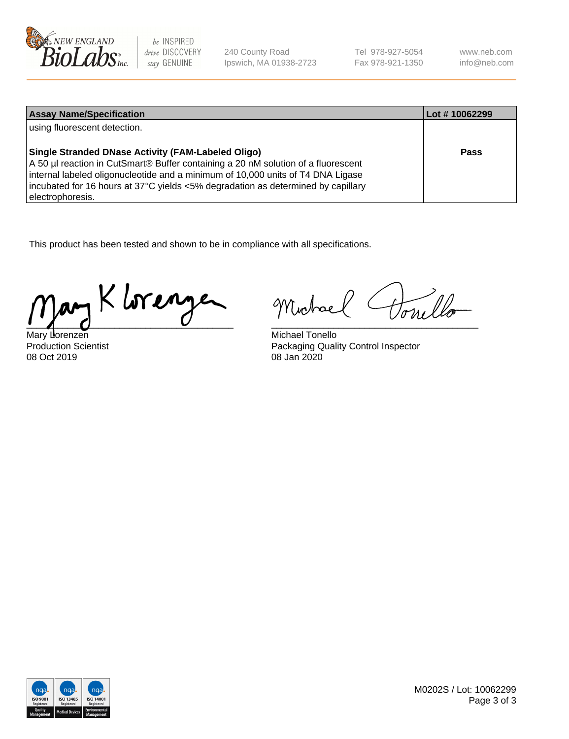| Assay Name/Specification | Lot # 10062299 |
|---|---|
| using fluorescent detection. | |
| **Single Stranded DNase Activity (FAM-Labeled Oligo)**<br>A 50 µl reaction in CutSmart® Buffer containing a 20 nM solution of a fluorescent internal labeled oligonucleotide and a minimum of 10,000 units of T4 DNA Ligase incubated for 16 hours at 37°C yields <5% degradation as determined by capillary electrophoresis. | **Pass** |

This product has been tested and shown to be in compliance with all specifications.

Mary Lorenzen
Production Scientist
08 Oct 2019

Michael Tonello
Packaging Quality Control Inspector
08 Jan 2020

M0202S / Lot: 10062299